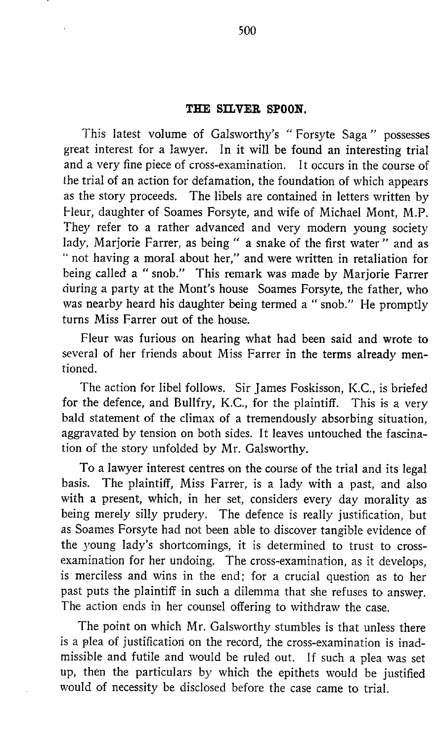## THE SILVER SPOON.

This latest volume of Galsworthy's "Forsyte Saga" possesses great interest for a lawyer. In it will be found an interesting trial and a very fine piece of cross-examination. It occurs in the course of the trial of an action for defamation, the foundation of which appears as the story proceeds. The libels are contained in letters written by Fleur, daughter of Soames Forsyte, and wife of Michael Mont, M.P. They refer to a rather advanced and very modern young society lady, Marjorie Farrer, as being "a snake of the first water" and as "not having a moral about her," and were written in retaliation for being called a "snob." This remark was made by Marjorie Farrer during a party at the Mont's house Soames Forsyte, the father, who was nearby heard his daughter being termed a "snob." He promptly turns Miss Farrer out of the house.

Fleur was furious on hearing what had been said and wrote to several of her friends about Miss Farrer in the terms already mentioned.

The action for libel follows. Sir James Foskisson, K.C., is briefed for the defence, and Bullfry, K.C., for the plaintiff. This is a very bald statement of the climax of a tremendously absorbing situation, aggravated by tension on both sides. It leaves untouched the fascination of the story unfolded by Mr. Galsworthy.

To a lawyer interest centres on the course of the trial and its legal basis. The plaintiff, Miss Farrer, is a lady with a past, and also with a present, which, in her set, considers every day morality as being merely silly prudery. The defence is really justification, but as Soames Forsyte had not been able to discover tangible evidence of the young lady's shortcomings, it is determined to trust to cross-examination for her undoing. The cross-examination, as it develops, is merciless and wins in the end; for a crucial question as to her past puts the plaintiff in such a dilemma that she refuses to answer. The action ends in her counsel offering to withdraw the case.

The point on which Mr. Galsworthy stumbles is that unless there is a plea of justification on the record, the cross-examination is inadmissible and futile and would be ruled out. If such a plea was set up, then the particulars by which the epithets would be justified would of necessity be disclosed before the case came to trial.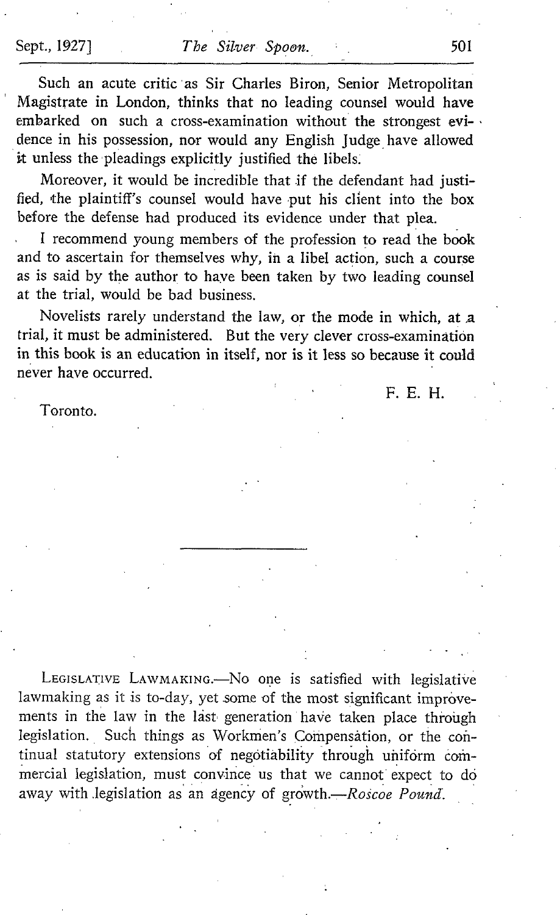Such an acute critic as Sir Charles Biron, Senior Metropolitan Magistrate in London, thinks that no leading counsel would have embarked on such a cross-examination without the strongest evidence in his possession, nor would any English Judge have allowed it unless the pleadings explicitly justified the libels.

Moreover, it would be incredible that if the defendant had justified, the plaintiff's counsel would have put his client into the box before the defense had produced its evidence under that plea.

I recommend young members of the profession to read the book and to ascertain for themselves why, in a libel action, such a course as is said by the author to have been taken by two leading counsel at the trial, would be bad business.

Novelists rarely understand the law, or the mode in which, at a trial, it must be administered. But the very clever cross-examination in this book is an education in itself, nor is it less so because it could never have occurred.

F. E. H.

Toronto.

---

LEGISLATIVE LAWMAKING.—No one is satisfied with legislative lawmaking as it is to-day, yet some of the most significant improvements in the law in the last generation have taken place through legislation. Such things as Workmen's Compensation, or the continual statutory extensions of negotiability through uniform commercial legislation, must convince us that we cannot expect to do away with legislation as an agency of growth.—*Roscoe Pound.*